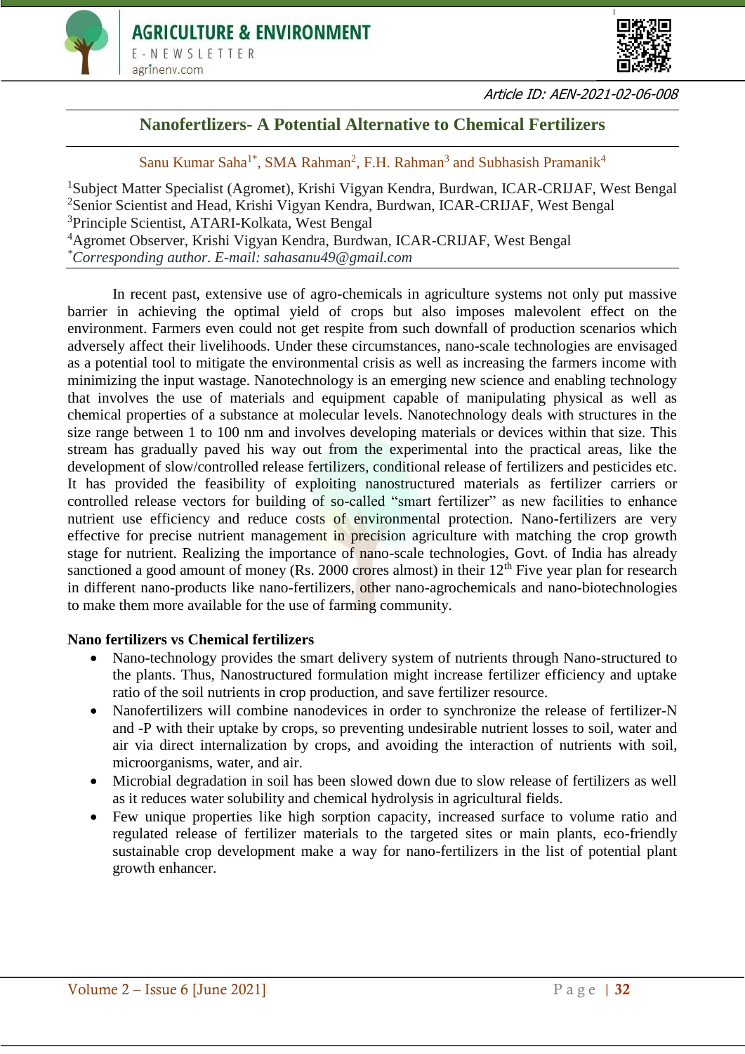Article ID: AEN-2021-02-06-008

# Nanofertlizers- A Potential Alternative to Chemical Fertilizers

Sanu Kumar Saha[1*], SMA Rahman[2], F.H. Rahman[3] and Subhasish Pramanik[4]

[1]Subject Matter Specialist (Agromet), Krishi Vigyan Kendra, Burdwan, ICAR-CRIJAF, West Bengal
[2]Senior Scientist and Head, Krishi Vigyan Kendra, Burdwan, ICAR-CRIJAF, West Bengal
[3]Principle Scientist, ATARI-Kolkata, West Bengal
[4]Agromet Observer, Krishi Vigyan Kendra, Burdwan, ICAR-CRIJAF, West Bengal
[*]*Corresponding author. E-mail: sahasanu49@gmail.com*

In recent past, extensive use of agro-chemicals in agriculture systems not only put massive barrier in achieving the optimal yield of crops but also imposes malevolent effect on the environment. Farmers even could not get respite from such downfall of production scenarios which adversely affect their livelihoods. Under these circumstances, nano-scale technologies are envisaged as a potential tool to mitigate the environmental crisis as well as increasing the farmers income with minimizing the input wastage. Nanotechnology is an emerging new science and enabling technology that involves the use of materials and equipment capable of manipulating physical as well as chemical properties of a substance at molecular levels. Nanotechnology deals with structures in the size range between 1 to 100 nm and involves developing materials or devices within that size. This stream has gradually paved his way out from the experimental into the practical areas, like the development of slow/controlled release fertilizers, conditional release of fertilizers and pesticides etc. It has provided the feasibility of exploiting nanostructured materials as fertilizer carriers or controlled release vectors for building of so-called "smart fertilizer" as new facilities to enhance nutrient use efficiency and reduce costs of environmental protection. Nano-fertilizers are very effective for precise nutrient management in precision agriculture with matching the crop growth stage for nutrient. Realizing the importance of nano-scale technologies, Govt. of India has already sanctioned a good amount of money (Rs. 2000 crores almost) in their 12$^{th}$ Five year plan for research in different nano-products like nano-fertilizers, other nano-agrochemicals and nano-biotechnologies to make them more available for the use of farming community.

**Nano fertilizers vs Chemical fertilizers**

- Nano-technology provides the smart delivery system of nutrients through Nano-structured to the plants. Thus, Nanostructured formulation might increase fertilizer efficiency and uptake ratio of the soil nutrients in crop production, and save fertilizer resource.
- Nanofertilizers will combine nanodevices in order to synchronize the release of fertilizer-N and -P with their uptake by crops, so preventing undesirable nutrient losses to soil, water and air via direct internalization by crops, and avoiding the interaction of nutrients with soil, microorganisms, water, and air.
- Microbial degradation in soil has been slowed down due to slow release of fertilizers as well as it reduces water solubility and chemical hydrolysis in agricultural fields.
- Few unique properties like high sorption capacity, increased surface to volume ratio and regulated release of fertilizer materials to the targeted sites or main plants, eco-friendly sustainable crop development make a way for nano-fertilizers in the list of potential plant growth enhancer.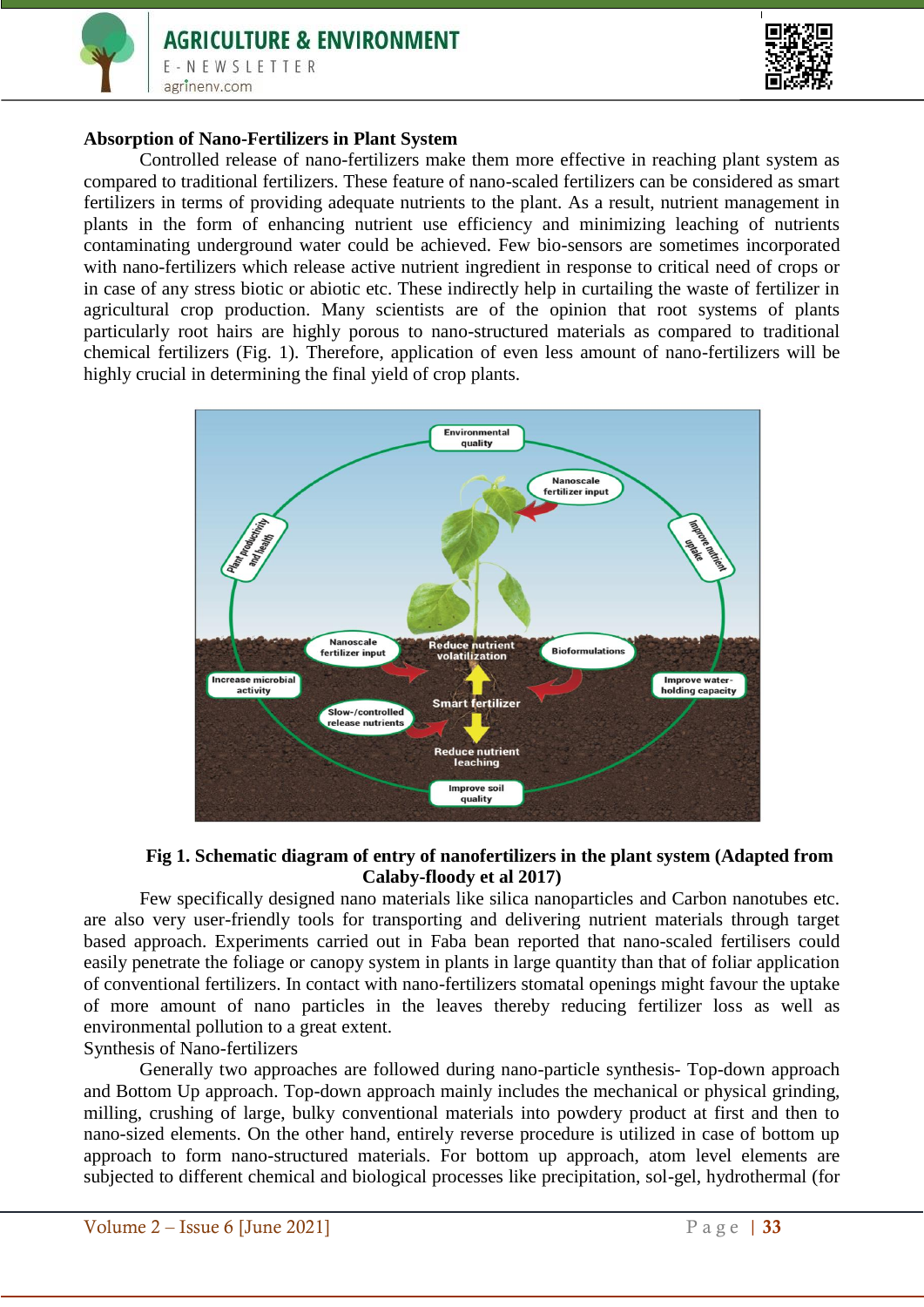**Absorption of Nano-Fertilizers in Plant System**

Controlled release of nano-fertilizers make them more effective in reaching plant system as compared to traditional fertilizers. These feature of nano-scaled fertilizers can be considered as smart fertilizers in terms of providing adequate nutrients to the plant. As a result, nutrient management in plants in the form of enhancing nutrient use efficiency and minimizing leaching of nutrients contaminating underground water could be achieved. Few bio-sensors are sometimes incorporated with nano-fertilizers which release active nutrient ingredient in response to critical need of crops or in case of any stress biotic or abiotic etc. These indirectly help in curtailing the waste of fertilizer in agricultural crop production. Many scientists are of the opinion that root systems of plants particularly root hairs are highly porous to nano-structured materials as compared to traditional chemical fertilizers (Fig. 1). Therefore, application of even less amount of nano-fertilizers will be highly crucial in determining the final yield of crop plants.

**Fig 1. Schematic diagram of entry of nanofertilizers in the plant system (Adapted from Calaby-floody et al 2017)**

Few specifically designed nano materials like silica nanoparticles and Carbon nanotubes etc. are also very user-friendly tools for transporting and delivering nutrient materials through target based approach. Experiments carried out in Faba bean reported that nano-scaled fertilisers could easily penetrate the foliage or canopy system in plants in large quantity than that of foliar application of conventional fertilizers. In contact with nano-fertilizers stomatal openings might favour the uptake of more amount of nano particles in the leaves thereby reducing fertilizer loss as well as environmental pollution to a great extent.

Synthesis of Nano-fertilizers

Generally two approaches are followed during nano-particle synthesis- Top-down approach and Bottom Up approach. Top-down approach mainly includes the mechanical or physical grinding, milling, crushing of large, bulky conventional materials into powdery product at first and then to nano-sized elements. On the other hand, entirely reverse procedure is utilized in case of bottom up approach to form nano-structured materials. For bottom up approach, atom level elements are subjected to different chemical and biological processes like precipitation, sol-gel, hydrothermal (for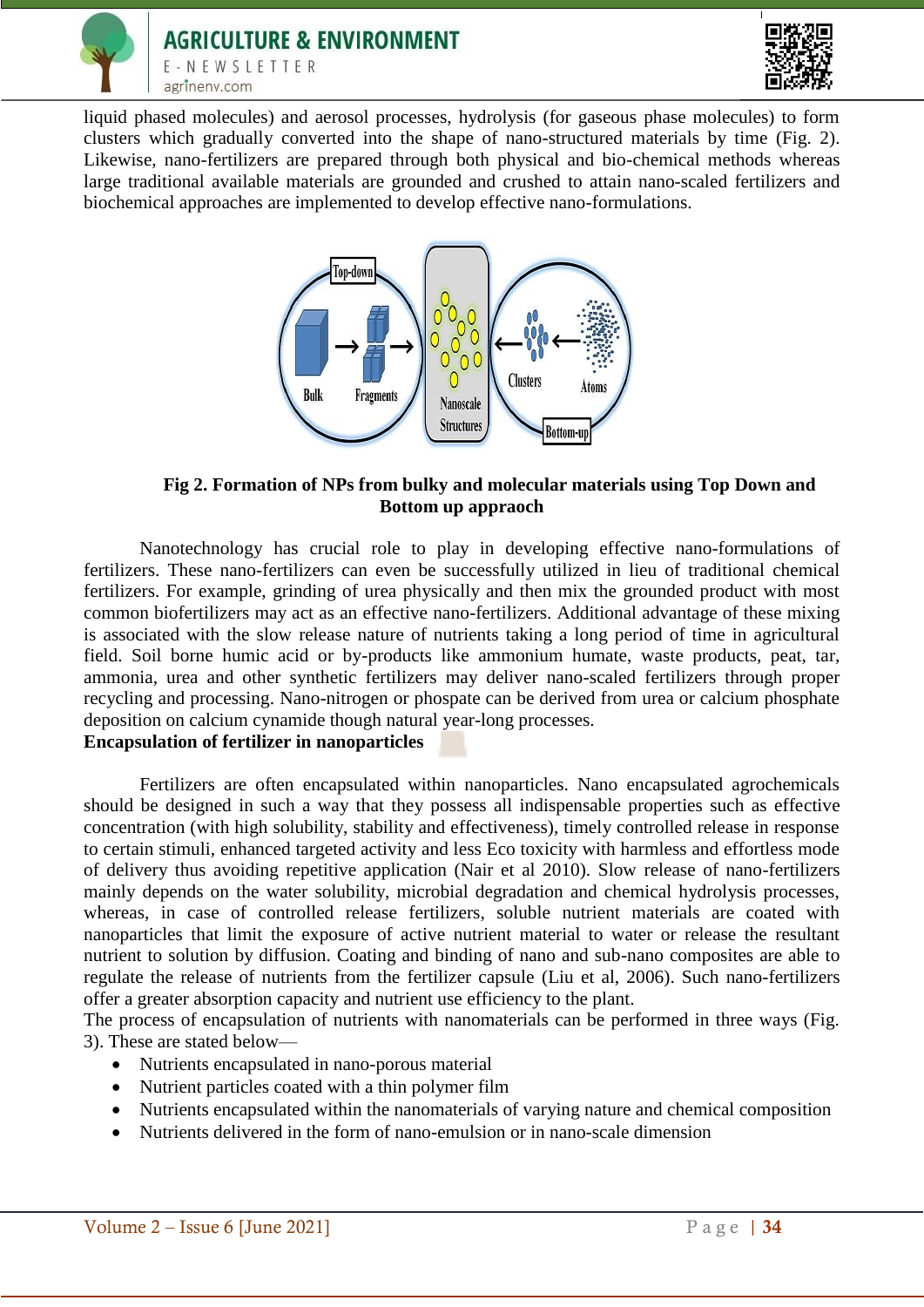liquid phased molecules) and aerosol processes, hydrolysis (for gaseous phase molecules) to form clusters which gradually converted into the shape of nano-structured materials by time (Fig. 2). Likewise, nano-fertilizers are prepared through both physical and bio-chemical methods whereas large traditional available materials are grounded and crushed to attain nano-scaled fertilizers and biochemical approaches are implemented to develop effective nano-formulations.

**Fig 2. Formation of NPs from bulky and molecular materials using Top Down and Bottom up appraoch**

Nanotechnology has crucial role to play in developing effective nano-formulations of fertilizers. These nano-fertilizers can even be successfully utilized in lieu of traditional chemical fertilizers. For example, grinding of urea physically and then mix the grounded product with most common biofertilizers may act as an effective nano-fertilizers. Additional advantage of these mixing is associated with the slow release nature of nutrients taking a long period of time in agricultural field. Soil borne humic acid or by-products like ammonium humate, waste products, peat, tar, ammonia, urea and other synthetic fertilizers may deliver nano-scaled fertilizers through proper recycling and processing. Nano-nitrogen or phospate can be derived from urea or calcium phosphate deposition on calcium cynamide though natural year-long processes.

**Encapsulation of fertilizer in nanoparticles**

Fertilizers are often encapsulated within nanoparticles. Nano encapsulated agrochemicals should be designed in such a way that they possess all indispensable properties such as effective concentration (with high solubility, stability and effectiveness), timely controlled release in response to certain stimuli, enhanced targeted activity and less Eco toxicity with harmless and effortless mode of delivery thus avoiding repetitive application (Nair et al 2010). Slow release of nano-fertilizers mainly depends on the water solubility, microbial degradation and chemical hydrolysis processes, whereas, in case of controlled release fertilizers, soluble nutrient materials are coated with nanoparticles that limit the exposure of active nutrient material to water or release the resultant nutrient to solution by diffusion. Coating and binding of nano and sub-nano composites are able to regulate the release of nutrients from the fertilizer capsule (Liu et al, 2006). Such nano-fertilizers offer a greater absorption capacity and nutrient use efficiency to the plant.

The process of encapsulation of nutrients with nanomaterials can be performed in three ways (Fig. 3). These are stated below—

- Nutrients encapsulated in nano-porous material
- Nutrient particles coated with a thin polymer film
- Nutrients encapsulated within the nanomaterials of varying nature and chemical composition
- Nutrients delivered in the form of nano-emulsion or in nano-scale dimension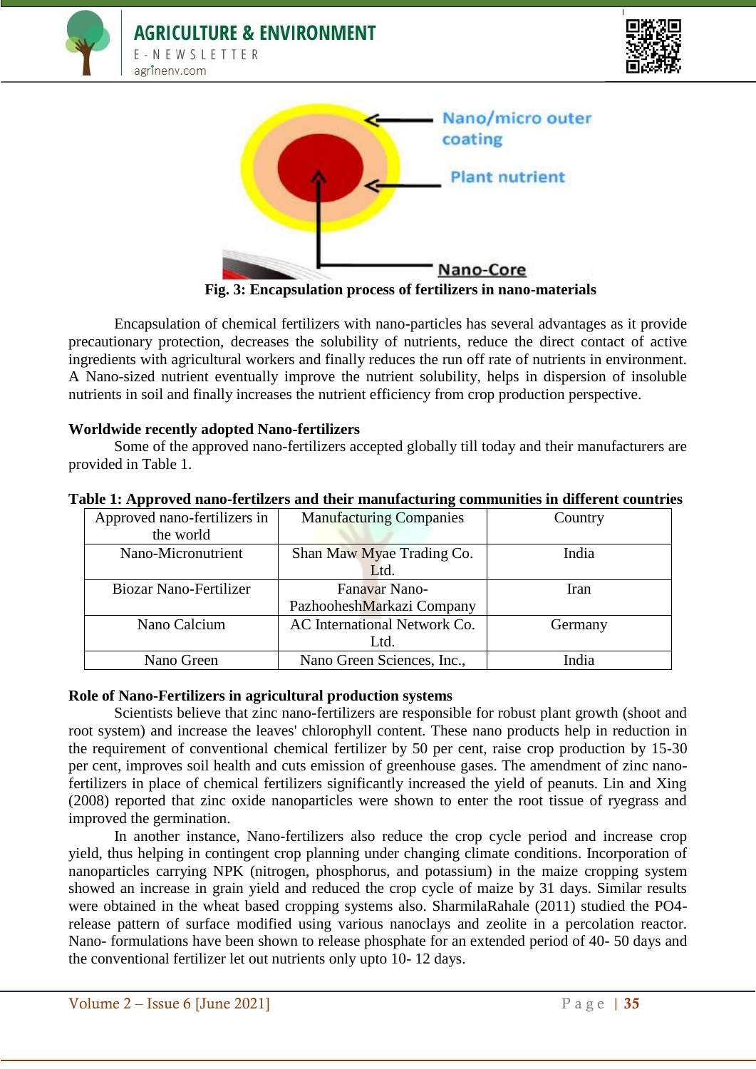Fig. 3: Encapsulation process of fertilizers in nano-materials

Encapsulation of chemical fertilizers with nano-particles has several advantages as it provide precautionary protection, decreases the solubility of nutrients, reduce the direct contact of active ingredients with agricultural workers and finally reduces the run off rate of nutrients in environment. A Nano-sized nutrient eventually improve the nutrient solubility, helps in dispersion of insoluble nutrients in soil and finally increases the nutrient efficiency from crop production perspective.

**Worldwide recently adopted Nano-fertilizers**

Some of the approved nano-fertilizers accepted globally till today and their manufacturers are provided in Table 1.

**Table 1: Approved nano-fertilzers and their manufacturing communities in different countries**

| Approved nano-fertilizers in the world | Manufacturing Companies | Country |
|---|---|---|
| Nano-Micronutrient | Shan Maw Myae Trading Co. Ltd. | India |
| Biozar Nano-Fertilizer | Fanavar Nano-PazhooheshMarkazi Company | Iran |
| Nano Calcium | AC International Network Co. Ltd. | Germany |
| Nano Green | Nano Green Sciences, Inc., | India |

**Role of Nano-Fertilizers in agricultural production systems**

Scientists believe that zinc nano-fertilizers are responsible for robust plant growth (shoot and root system) and increase the leaves' chlorophyll content. These nano products help in reduction in the requirement of conventional chemical fertilizer by 50 per cent, raise crop production by 15-30 per cent, improves soil health and cuts emission of greenhouse gases. The amendment of zinc nano-fertilizers in place of chemical fertilizers significantly increased the yield of peanuts. Lin and Xing (2008) reported that zinc oxide nanoparticles were shown to enter the root tissue of ryegrass and improved the germination.

In another instance, Nano-fertilizers also reduce the crop cycle period and increase crop yield, thus helping in contingent crop planning under changing climate conditions. Incorporation of nanoparticles carrying NPK (nitrogen, phosphorus, and potassium) in the maize cropping system showed an increase in grain yield and reduced the crop cycle of maize by 31 days. Similar results were obtained in the wheat based cropping systems also. SharmilaRahale (2011) studied the PO4-release pattern of surface modified using various nanoclays and zeolite in a percolation reactor. Nano- formulations have been shown to release phosphate for an extended period of 40- 50 days and the conventional fertilizer let out nutrients only upto 10- 12 days.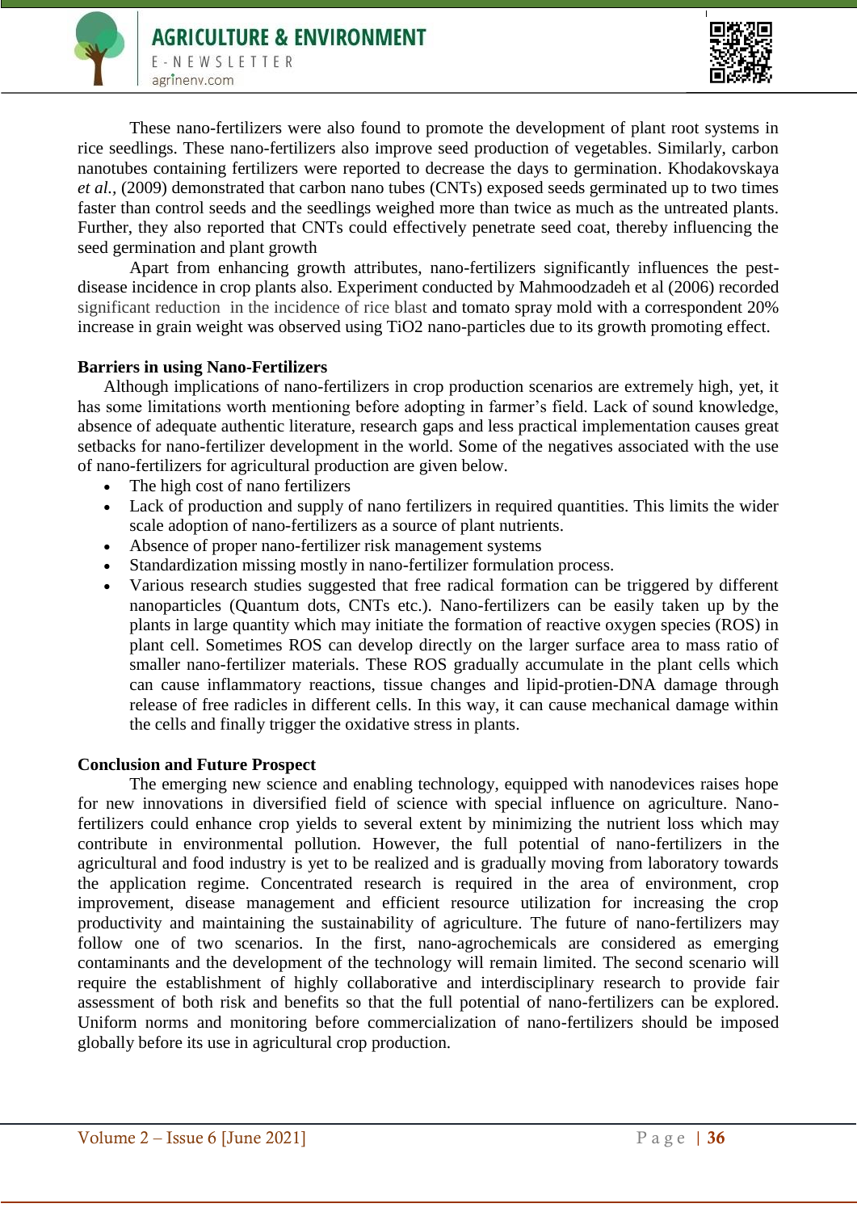These nano-fertilizers were also found to promote the development of plant root systems in rice seedlings. These nano-fertilizers also improve seed production of vegetables. Similarly, carbon nanotubes containing fertilizers were reported to decrease the days to germination. Khodakovskaya *et al.*, (2009) demonstrated that carbon nano tubes (CNTs) exposed seeds germinated up to two times faster than control seeds and the seedlings weighed more than twice as much as the untreated plants. Further, they also reported that CNTs could effectively penetrate seed coat, thereby influencing the seed germination and plant growth

Apart from enhancing growth attributes, nano-fertilizers significantly influences the pest-disease incidence in crop plants also. Experiment conducted by Mahmoodzadeh et al (2006) recorded significant reduction in the incidence of rice blast and tomato spray mold with a correspondent 20% increase in grain weight was observed using $TiO_2$ nano-particles due to its growth promoting effect.

**Barriers in using Nano-Fertilizers**

Although implications of nano-fertilizers in crop production scenarios are extremely high, yet, it has some limitations worth mentioning before adopting in farmer's field. Lack of sound knowledge, absence of adequate authentic literature, research gaps and less practical implementation causes great setbacks for nano-fertilizer development in the world. Some of the negatives associated with the use of nano-fertilizers for agricultural production are given below.

- The high cost of nano fertilizers
- Lack of production and supply of nano fertilizers in required quantities. This limits the wider scale adoption of nano-fertilizers as a source of plant nutrients.
- Absence of proper nano-fertilizer risk management systems
- Standardization missing mostly in nano-fertilizer formulation process.
- Various research studies suggested that free radical formation can be triggered by different nanoparticles (Quantum dots, CNTs etc.). Nano-fertilizers can be easily taken up by the plants in large quantity which may initiate the formation of reactive oxygen species (ROS) in plant cell. Sometimes ROS can develop directly on the larger surface area to mass ratio of smaller nano-fertilizer materials. These ROS gradually accumulate in the plant cells which can cause inflammatory reactions, tissue changes and lipid-protien-DNA damage through release of free radicles in different cells. In this way, it can cause mechanical damage within the cells and finally trigger the oxidative stress in plants.

**Conclusion and Future Prospect**

The emerging new science and enabling technology, equipped with nanodevices raises hope for new innovations in diversified field of science with special influence on agriculture. Nano-fertilizers could enhance crop yields to several extent by minimizing the nutrient loss which may contribute in environmental pollution. However, the full potential of nano-fertilizers in the agricultural and food industry is yet to be realized and is gradually moving from laboratory towards the application regime. Concentrated research is required in the area of environment, crop improvement, disease management and efficient resource utilization for increasing the crop productivity and maintaining the sustainability of agriculture. The future of nano-fertilizers may follow one of two scenarios. In the first, nano-agrochemicals are considered as emerging contaminants and the development of the technology will remain limited. The second scenario will require the establishment of highly collaborative and interdisciplinary research to provide fair assessment of both risk and benefits so that the full potential of nano-fertilizers can be explored. Uniform norms and monitoring before commercialization of nano-fertilizers should be imposed globally before its use in agricultural crop production.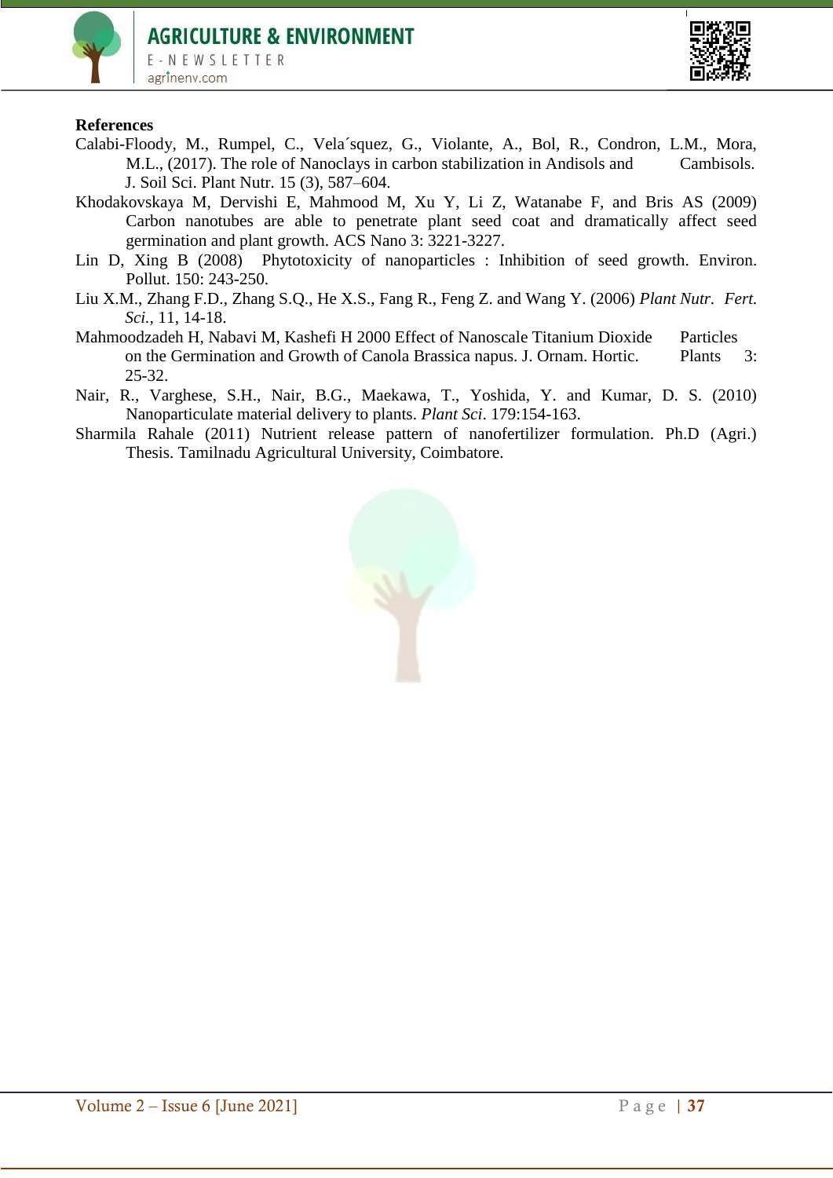**References**

Calabi-Floody, M., Rumpel, C., Vela´squez, G., Violante, A., Bol, R., Condron, L.M., Mora, M.L., (2017). The role of Nanoclays in carbon stabilization in Andisols and Cambisols. J. Soil Sci. Plant Nutr. 15 (3), 587–604.

Khodakovskaya M, Dervishi E, Mahmood M, Xu Y, Li Z, Watanabe F, and Bris AS (2009) Carbon nanotubes are able to penetrate plant seed coat and dramatically affect seed germination and plant growth. ACS Nano 3: 3221-3227.

Lin D, Xing B (2008) Phytotoxicity of nanoparticles : Inhibition of seed growth. Environ. Pollut. 150: 243-250.

Liu X.M., Zhang F.D., Zhang S.Q., He X.S., Fang R., Feng Z. and Wang Y. (2006) *Plant Nutr. Fert. Sci.*, 11, 14-18.

Mahmoodzadeh H, Nabavi M, Kashefi H 2000 Effect of Nanoscale Titanium Dioxide Particles on the Germination and Growth of Canola Brassica napus. J. Ornam. Hortic. Plants 3: 25-32.

Nair, R., Varghese, S.H., Nair, B.G., Maekawa, T., Yoshida, Y. and Kumar, D. S. (2010) Nanoparticulate material delivery to plants. *Plant Sci*. 179:154-163.

Sharmila Rahale (2011) Nutrient release pattern of nanofertilizer formulation. Ph.D (Agri.) Thesis. Tamilnadu Agricultural University, Coimbatore.